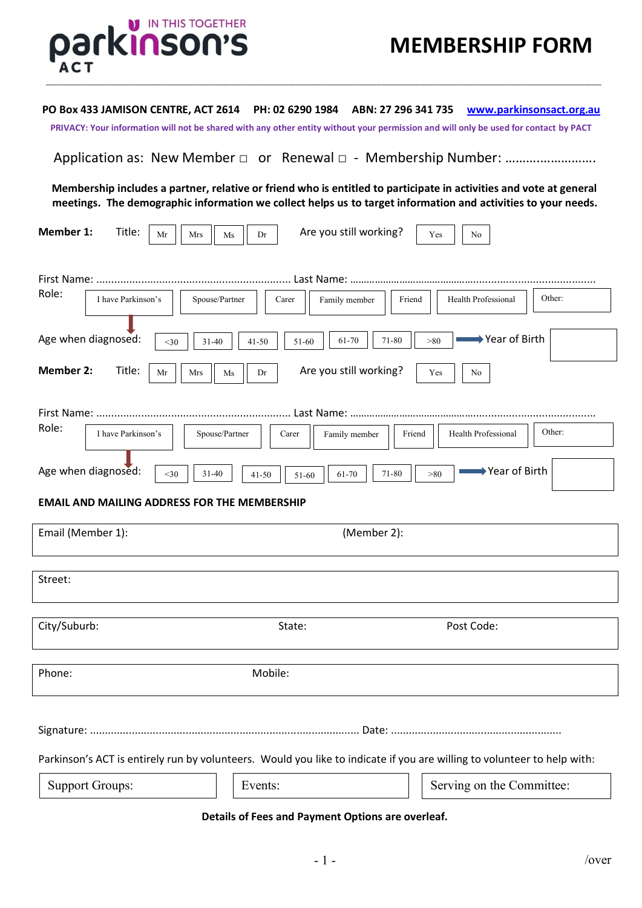IN THIS TOGETHER
parkinson's
ACT

# MEMBERSHIP FORM

**PO Box 433 JAMISON CENTRE, ACT 2614  PH: 02 6290 1984  ABN: 27 296 341 735  www.parkinsonsact.org.au**

**PRIVACY: Your information will not be shared with any other entity without your permission and will only be used for contact by PACT**

Application as: New Member □ or Renewal □ - Membership Number: ……………………..

**Membership includes a partner, relative or friend who is entitled to participate in activities and vote at general meetings. The demographic information we collect helps us to target information and activities to your needs.**

**Member 1:** Title: Mr | Mrs | Ms | Dr   Are you still working? Yes | No

First Name: ……………………………………………………… Last Name: ……………………………………………………………………………

Role: I have Parkinson's | Spouse/Partner | Carer | Family member | Friend | Health Professional | Other:

Age when diagnosed: <30 | 31-40 | 41-50 | 51-60 | 61-70 | 71-80 | >80   Year of Birth

**Member 2:** Title: Mr | Mrs | Ms | Dr   Are you still working? Yes | No

First Name: ……………………………………………………… Last Name: ……………………………………………………………………………

Role: I have Parkinson's | Spouse/Partner | Carer | Family member | Friend | Health Professional | Other:

Age when diagnosed: <30 | 31-40 | 41-50 | 51-60 | 61-70 | 71-80 | >80   Year of Birth

**EMAIL AND MAILING ADDRESS FOR THE MEMBERSHIP**

Email (Member 1):   (Member 2):

Street:

City/Suburb:   State:   Post Code:

Phone:   Mobile:

Signature: ……………………………………………………………………………… Date: ………………………………………………

Parkinson's ACT is entirely run by volunteers. Would you like to indicate if you are willing to volunteer to help with:

Support Groups:   Events:   Serving on the Committee:

**Details of Fees and Payment Options are overleaf.**

/over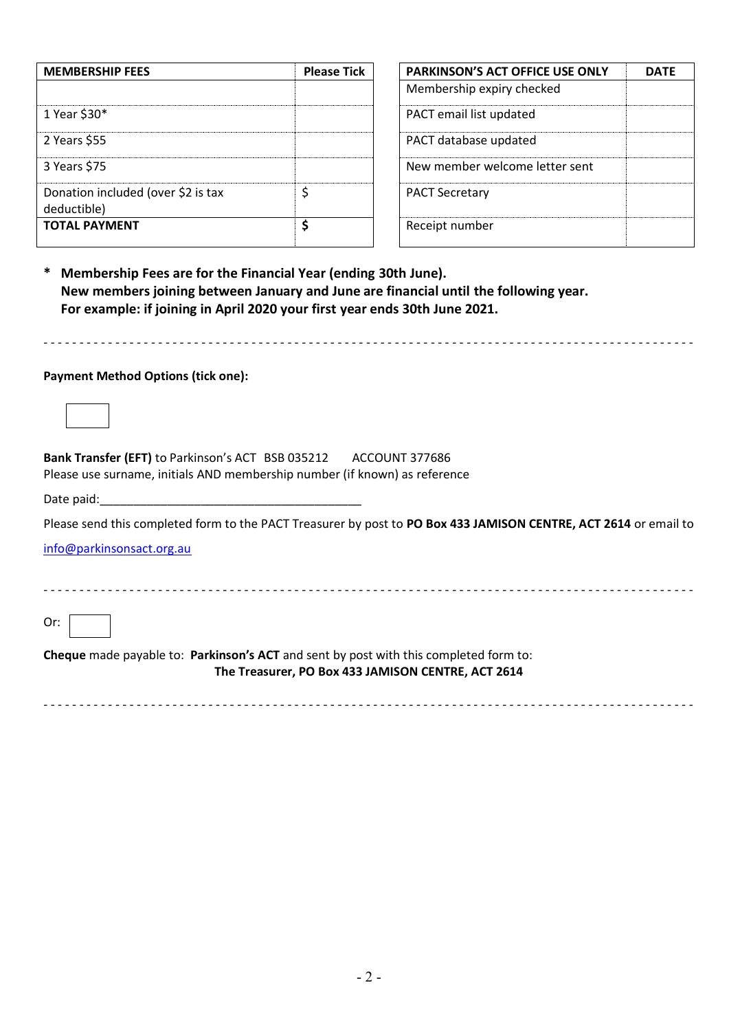| MEMBERSHIP FEES | Please Tick |
|---|---|
| | |
| 1 Year $30* | |
| 2 Years $55 | |
| 3 Years $75 | |
| Donation included (over $2 is tax deductible) | $ |
| **TOTAL PAYMENT** | **$** |

| PARKINSON'S ACT OFFICE USE ONLY | DATE |
|---|---|
| Membership expiry checked | |
| PACT email list updated | |
| PACT database updated | |
| New member welcome letter sent | |
| PACT Secretary | |
| Receipt number | |

**\* Membership Fees are for the Financial Year (ending 30th June).**
**New members joining between January and June are financial until the following year.**
**For example: if joining in April 2020 your first year ends 30th June 2021.**

---

**Payment Method Options (tick one):**

☐

**Bank Transfer (EFT)** to Parkinson's ACT BSB 035212 ACCOUNT 377686
Please use surname, initials AND membership number (if known) as reference

Date paid:_______________________________________

Please send this completed form to the PACT Treasurer by post to **PO Box 433 JAMISON CENTRE, ACT 2614** or email to [info@parkinsonsact.org.au](mailto:info@parkinsonsact.org.au)

---

Or: ☐

**Cheque** made payable to: **Parkinson's ACT** and sent by post with this completed form to:
**The Treasurer, PO Box 433 JAMISON CENTRE, ACT 2614**

---